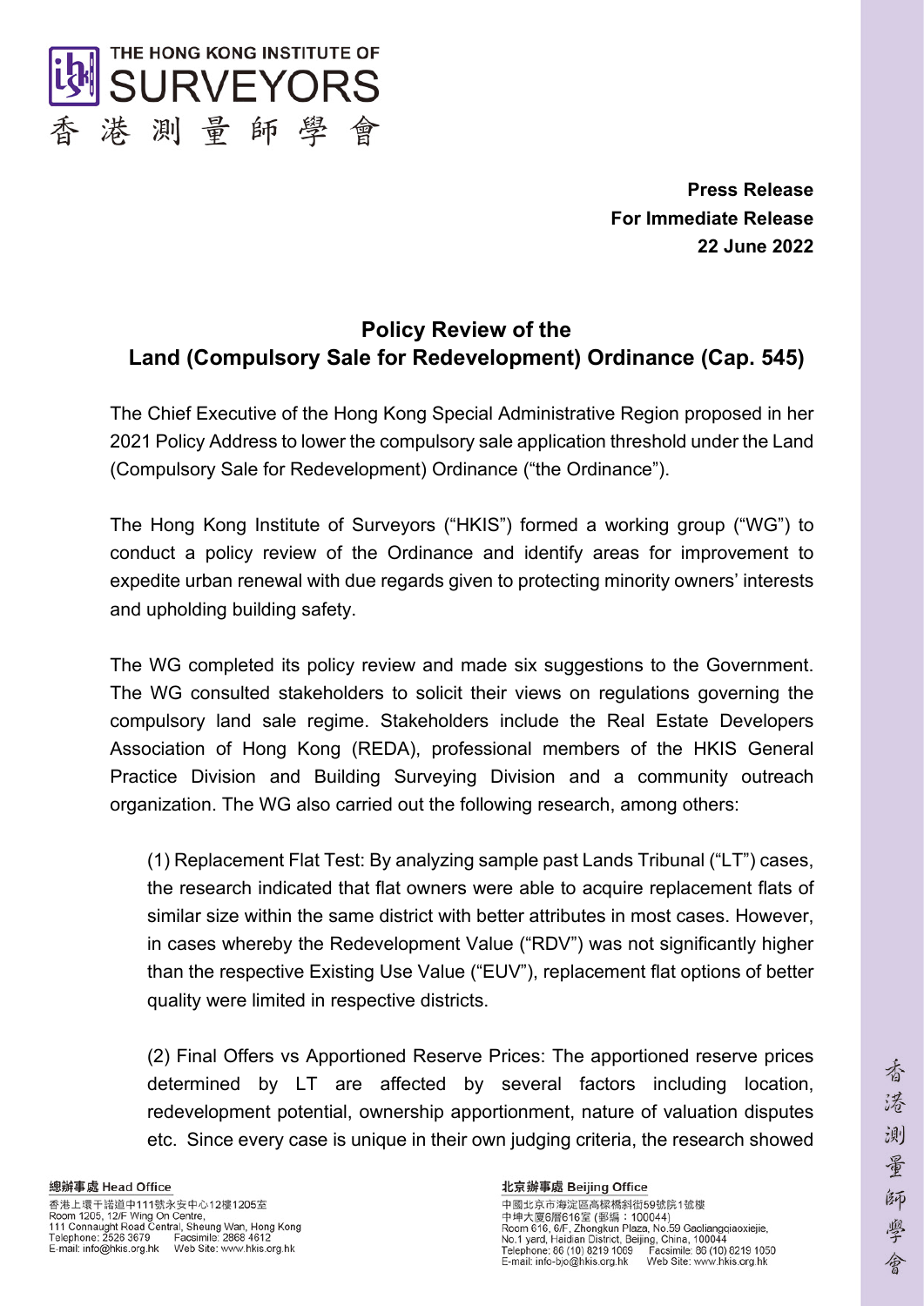# THE HONG KONG INSTITUTE OF SURVEYORS

香港測量師學會

**Press Release**
**For Immediate Release**
**22 June 2022**

## Policy Review of the Land (Compulsory Sale for Redevelopment) Ordinance (Cap. 545)

The Chief Executive of the Hong Kong Special Administrative Region proposed in her 2021 Policy Address to lower the compulsory sale application threshold under the Land (Compulsory Sale for Redevelopment) Ordinance ("the Ordinance").

The Hong Kong Institute of Surveyors ("HKIS") formed a working group ("WG") to conduct a policy review of the Ordinance and identify areas for improvement to expedite urban renewal with due regards given to protecting minority owners' interests and upholding building safety.

The WG completed its policy review and made six suggestions to the Government. The WG consulted stakeholders to solicit their views on regulations governing the compulsory land sale regime. Stakeholders include the Real Estate Developers Association of Hong Kong (REDA), professional members of the HKIS General Practice Division and Building Surveying Division and a community outreach organization. The WG also carried out the following research, among others:

(1) Replacement Flat Test: By analyzing sample past Lands Tribunal ("LT") cases, the research indicated that flat owners were able to acquire replacement flats of similar size within the same district with better attributes in most cases. However, in cases whereby the Redevelopment Value ("RDV") was not significantly higher than the respective Existing Use Value ("EUV"), replacement flat options of better quality were limited in respective districts.

(2) Final Offers vs Apportioned Reserve Prices: The apportioned reserve prices determined by LT are affected by several factors including location, redevelopment potential, ownership apportionment, nature of valuation disputes etc. Since every case is unique in their own judging criteria, the research showed

總辦事處 Head Office
香港上環干諾道中111號永安中心12樓1205室
Room 1205, 12/F Wing On Centre,
111 Connaught Road Central, Sheung Wan, Hong Kong
Telephone: 2526 3679 Facsimile: 2868 4612
E-mail: info@hkis.org.hk Web Site: www.hkis.org.hk

北京辦事處 Beijing Office
中國北京市海淀區高粱橋斜街59號院1號樓
中坤大廈6層616室 (郵編：100044)
Room 616, 6/F, Zhongkun Plaza, No.59 Gaoliangqiaoxiejie,
No.1 yard, Haidian District, Beijing, China, 100044
Telephone: 86 (10) 8219 1069 Facsimile: 86 (10) 8219 1050
E-mail: info-bjo@hkis.org.hk Web Site: www.hkis.org.hk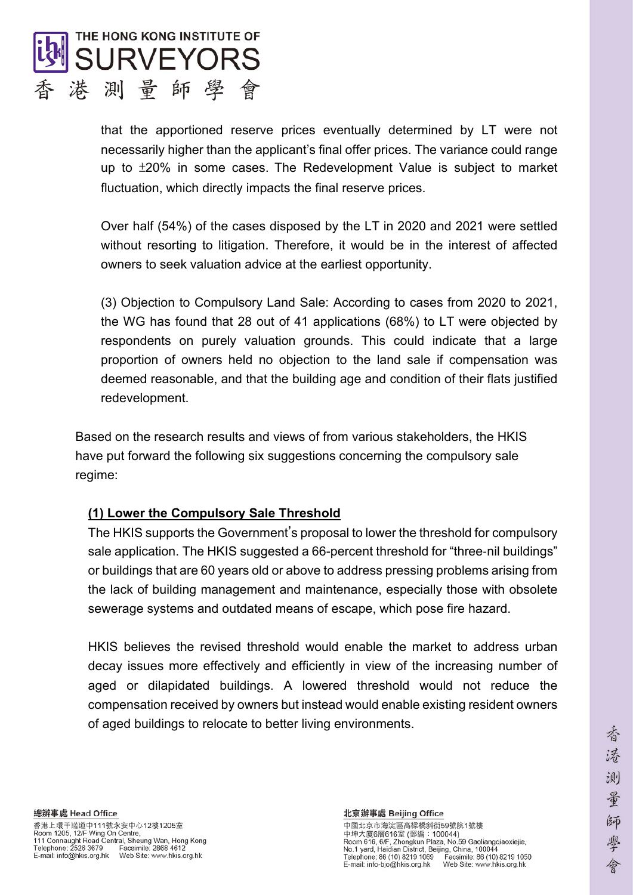that the apportioned reserve prices eventually determined by LT were not necessarily higher than the applicant's final offer prices. The variance could range up to ±20% in some cases. The Redevelopment Value is subject to market fluctuation, which directly impacts the final reserve prices.

Over half (54%) of the cases disposed by the LT in 2020 and 2021 were settled without resorting to litigation. Therefore, it would be in the interest of affected owners to seek valuation advice at the earliest opportunity.

(3) Objection to Compulsory Land Sale: According to cases from 2020 to 2021, the WG has found that 28 out of 41 applications (68%) to LT were objected by respondents on purely valuation grounds. This could indicate that a large proportion of owners held no objection to the land sale if compensation was deemed reasonable, and that the building age and condition of their flats justified redevelopment.

Based on the research results and views of from various stakeholders, the HKIS have put forward the following six suggestions concerning the compulsory sale regime:

**(1) Lower the Compulsory Sale Threshold**

The HKIS supports the Government's proposal to lower the threshold for compulsory sale application. The HKIS suggested a 66-percent threshold for "three-nil buildings" or buildings that are 60 years old or above to address pressing problems arising from the lack of building management and maintenance, especially those with obsolete sewerage systems and outdated means of escape, which pose fire hazard.

HKIS believes the revised threshold would enable the market to address urban decay issues more effectively and efficiently in view of the increasing number of aged or dilapidated buildings. A lowered threshold would not reduce the compensation received by owners but instead would enable existing resident owners of aged buildings to relocate to better living environments.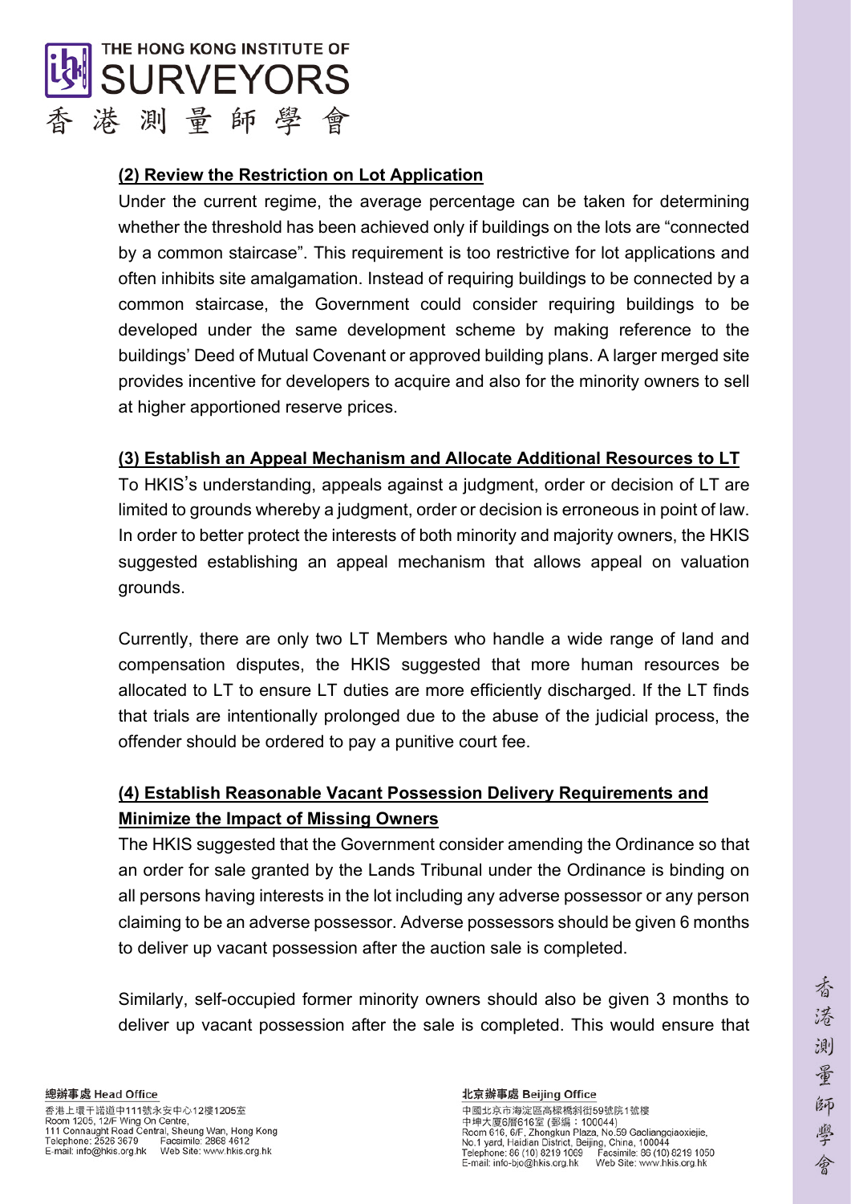### (2) Review the Restriction on Lot Application

Under the current regime, the average percentage can be taken for determining whether the threshold has been achieved only if buildings on the lots are "connected by a common staircase". This requirement is too restrictive for lot applications and often inhibits site amalgamation. Instead of requiring buildings to be connected by a common staircase, the Government could consider requiring buildings to be developed under the same development scheme by making reference to the buildings' Deed of Mutual Covenant or approved building plans. A larger merged site provides incentive for developers to acquire and also for the minority owners to sell at higher apportioned reserve prices.

### (3) Establish an Appeal Mechanism and Allocate Additional Resources to LT

To HKIS's understanding, appeals against a judgment, order or decision of LT are limited to grounds whereby a judgment, order or decision is erroneous in point of law. In order to better protect the interests of both minority and majority owners, the HKIS suggested establishing an appeal mechanism that allows appeal on valuation grounds.

Currently, there are only two LT Members who handle a wide range of land and compensation disputes, the HKIS suggested that more human resources be allocated to LT to ensure LT duties are more efficiently discharged. If the LT finds that trials are intentionally prolonged due to the abuse of the judicial process, the offender should be ordered to pay a punitive court fee.

### (4) Establish Reasonable Vacant Possession Delivery Requirements and Minimize the Impact of Missing Owners

The HKIS suggested that the Government consider amending the Ordinance so that an order for sale granted by the Lands Tribunal under the Ordinance is binding on all persons having interests in the lot including any adverse possessor or any person claiming to be an adverse possessor. Adverse possessors should be given 6 months to deliver up vacant possession after the auction sale is completed.

Similarly, self-occupied former minority owners should also be given 3 months to deliver up vacant possession after the sale is completed. This would ensure that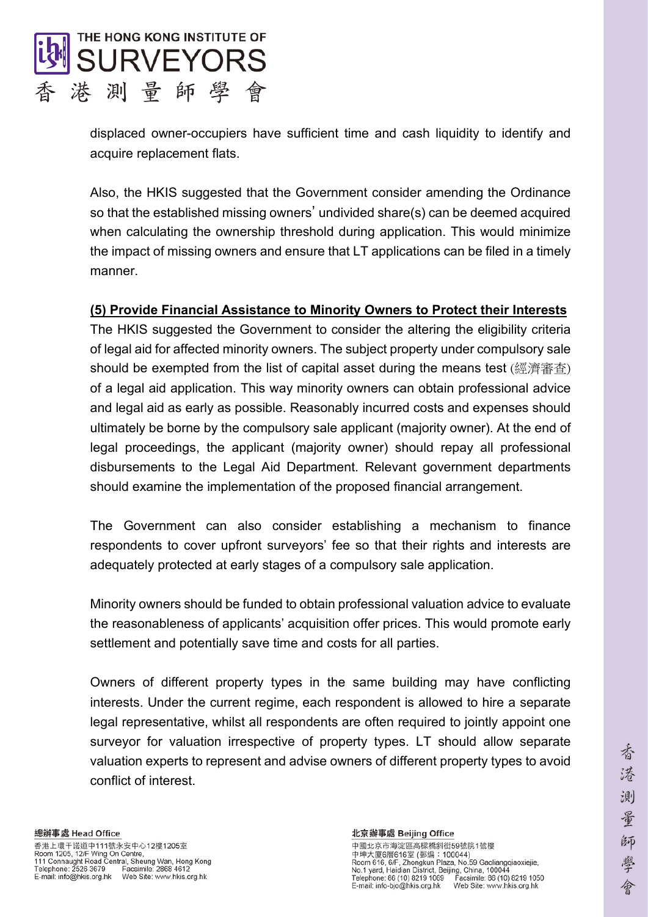displaced owner-occupiers have sufficient time and cash liquidity to identify and acquire replacement flats.

Also, the HKIS suggested that the Government consider amending the Ordinance so that the established missing owners' undivided share(s) can be deemed acquired when calculating the ownership threshold during application. This would minimize the impact of missing owners and ensure that LT applications can be filed in a timely manner.

**(5) Provide Financial Assistance to Minority Owners to Protect their Interests**

The HKIS suggested the Government to consider the altering the eligibility criteria of legal aid for affected minority owners. The subject property under compulsory sale should be exempted from the list of capital asset during the means test (經濟審查) of a legal aid application. This way minority owners can obtain professional advice and legal aid as early as possible. Reasonably incurred costs and expenses should ultimately be borne by the compulsory sale applicant (majority owner). At the end of legal proceedings, the applicant (majority owner) should repay all professional disbursements to the Legal Aid Department. Relevant government departments should examine the implementation of the proposed financial arrangement.

The Government can also consider establishing a mechanism to finance respondents to cover upfront surveyors' fee so that their rights and interests are adequately protected at early stages of a compulsory sale application.

Minority owners should be funded to obtain professional valuation advice to evaluate the reasonableness of applicants' acquisition offer prices. This would promote early settlement and potentially save time and costs for all parties.

Owners of different property types in the same building may have conflicting interests. Under the current regime, each respondent is allowed to hire a separate legal representative, whilst all respondents are often required to jointly appoint one surveyor for valuation irrespective of property types. LT should allow separate valuation experts to represent and advise owners of different property types to avoid conflict of interest.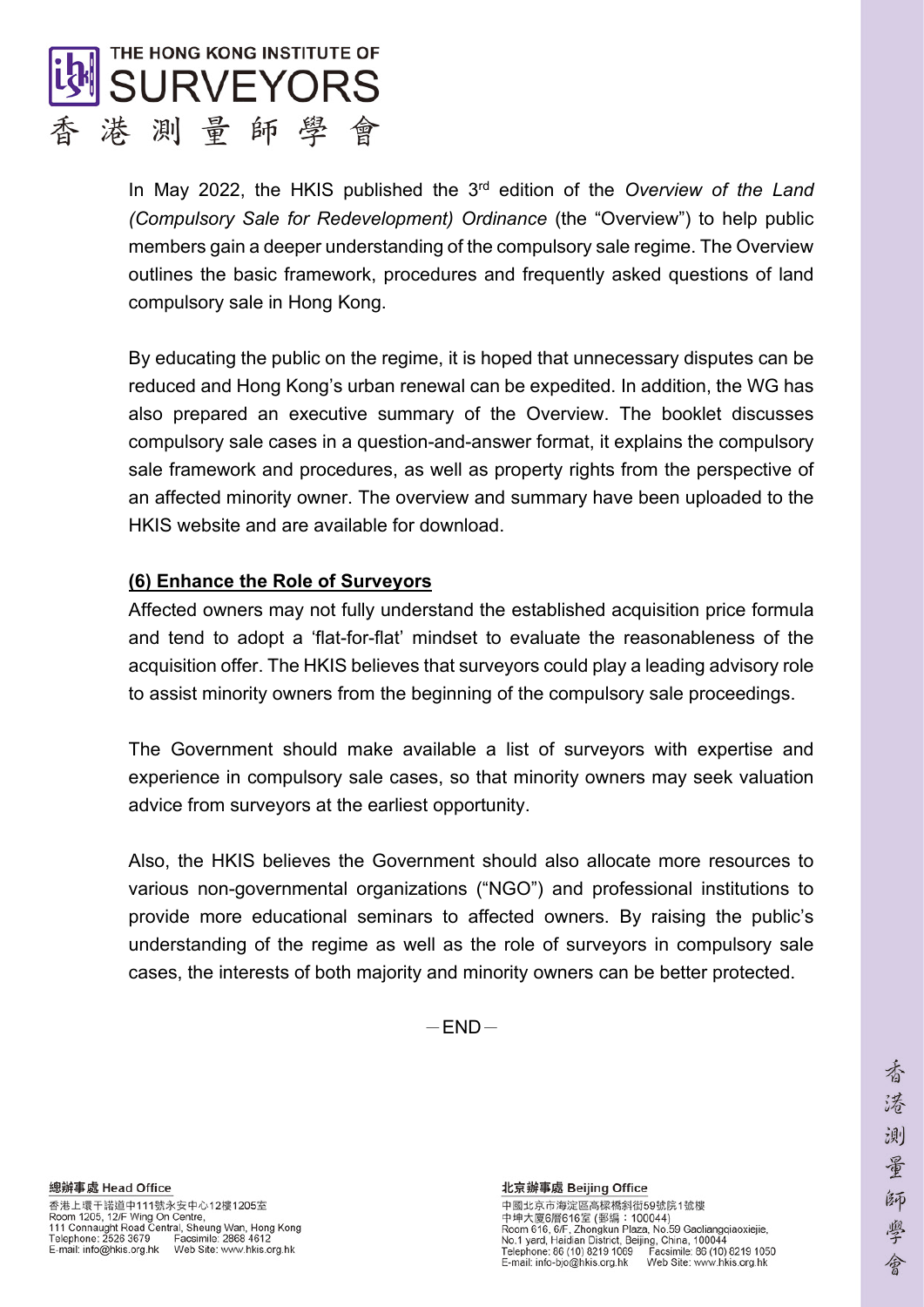In May 2022, the HKIS published the 3rd edition of the *Overview of the Land (Compulsory Sale for Redevelopment) Ordinance* (the "Overview") to help public members gain a deeper understanding of the compulsory sale regime. The Overview outlines the basic framework, procedures and frequently asked questions of land compulsory sale in Hong Kong.

By educating the public on the regime, it is hoped that unnecessary disputes can be reduced and Hong Kong's urban renewal can be expedited. In addition, the WG has also prepared an executive summary of the Overview. The booklet discusses compulsory sale cases in a question-and-answer format, it explains the compulsory sale framework and procedures, as well as property rights from the perspective of an affected minority owner. The overview and summary have been uploaded to the HKIS website and are available for download.

**(6) Enhance the Role of Surveyors**

Affected owners may not fully understand the established acquisition price formula and tend to adopt a 'flat-for-flat' mindset to evaluate the reasonableness of the acquisition offer. The HKIS believes that surveyors could play a leading advisory role to assist minority owners from the beginning of the compulsory sale proceedings.

The Government should make available a list of surveyors with expertise and experience in compulsory sale cases, so that minority owners may seek valuation advice from surveyors at the earliest opportunity.

Also, the HKIS believes the Government should also allocate more resources to various non-governmental organizations ("NGO") and professional institutions to provide more educational seminars to affected owners. By raising the public's understanding of the regime as well as the role of surveyors in compulsory sale cases, the interests of both majority and minority owners can be better protected.

－END－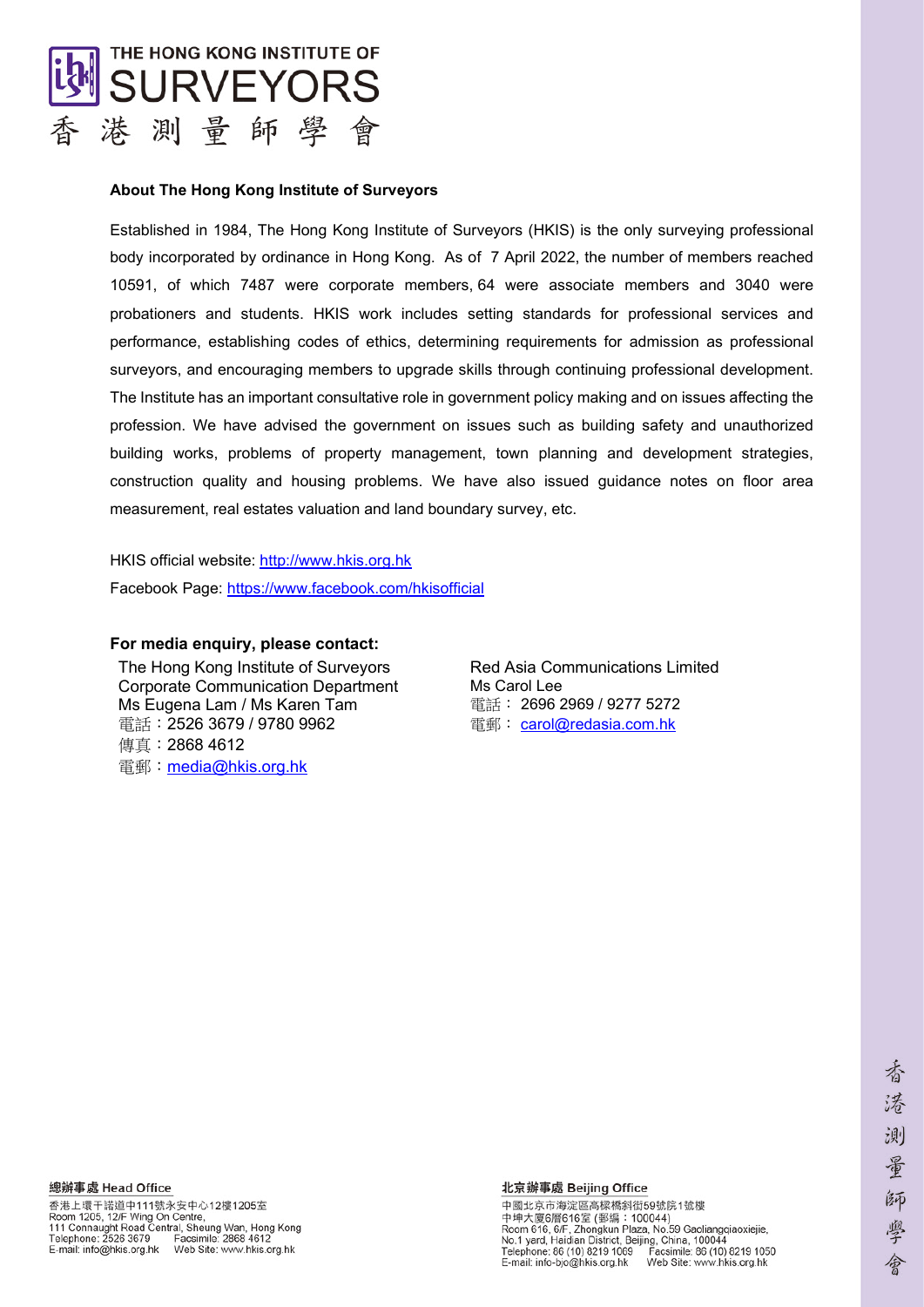**About The Hong Kong Institute of Surveyors**

Established in 1984, The Hong Kong Institute of Surveyors (HKIS) is the only surveying professional body incorporated by ordinance in Hong Kong. As of 7 April 2022, the number of members reached 10591, of which 7487 were corporate members, 64 were associate members and 3040 were probationers and students. HKIS work includes setting standards for professional services and performance, establishing codes of ethics, determining requirements for admission as professional surveyors, and encouraging members to upgrade skills through continuing professional development. The Institute has an important consultative role in government policy making and on issues affecting the profession. We have advised the government on issues such as building safety and unauthorized building works, problems of property management, town planning and development strategies, construction quality and housing problems. We have also issued guidance notes on floor area measurement, real estates valuation and land boundary survey, etc.

HKIS official website: http://www.hkis.org.hk
Facebook Page: https://www.facebook.com/hkisofficial

**For media enquiry, please contact:**

The Hong Kong Institute of Surveyors
Corporate Communication Department
Ms Eugena Lam / Ms Karen Tam
電話：2526 3679 / 9780 9962
傳真：2868 4612
電郵：media@hkis.org.hk

Red Asia Communications Limited
Ms Carol Lee
電話： 2696 2969 / 9277 5272
電郵： carol@redasia.com.hk